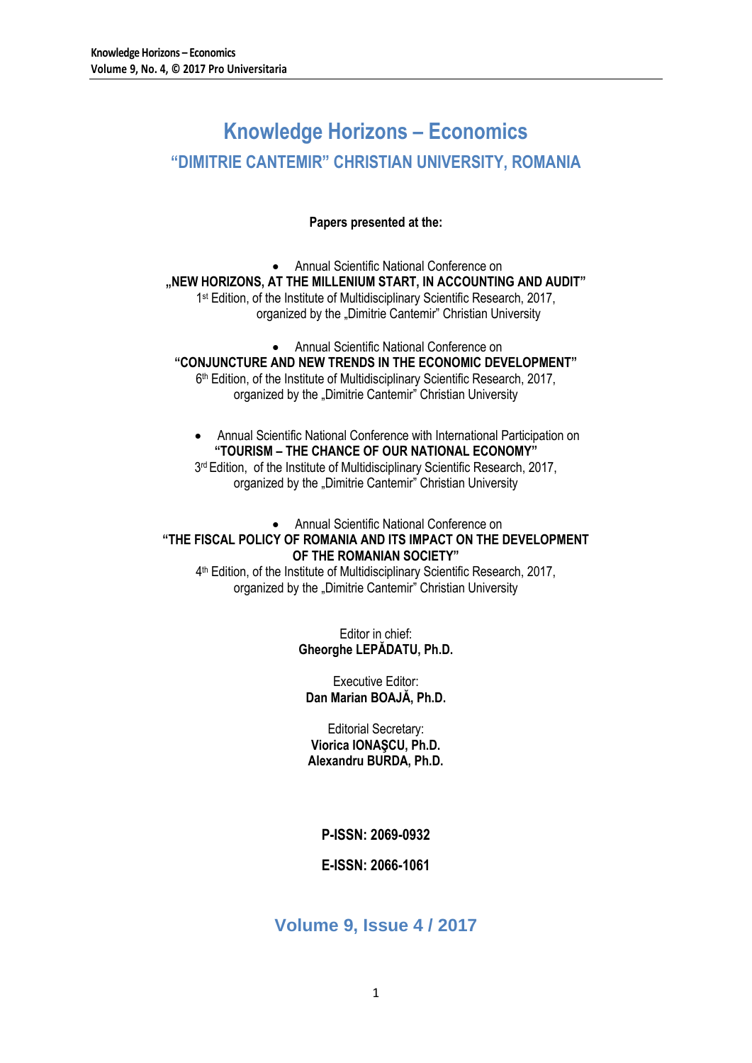# Knowledge Horizons – Economics

## "DIMITRIE CANTEMIR" CHRISTIAN UNIVERSITY, ROMANIA

**Papers presented at the:**

- Annual Scientific National Conference on

**„NEW HORIZONS, AT THE MILLENIUM START, IN ACCOUNTING AND AUDIT"**
1st Edition, of the Institute of Multidisciplinary Scientific Research, 2017, organized by the „Dimitrie Cantemir" Christian University

- Annual Scientific National Conference on

**"CONJUNCTURE AND NEW TRENDS IN THE ECONOMIC DEVELOPMENT"**
6th Edition, of the Institute of Multidisciplinary Scientific Research, 2017, organized by the „Dimitrie Cantemir" Christian University

- Annual Scientific National Conference with International Participation on

**"TOURISM – THE CHANCE OF OUR NATIONAL ECONOMY"**
3rd Edition, of the Institute of Multidisciplinary Scientific Research, 2017, organized by the „Dimitrie Cantemir" Christian University

- Annual Scientific National Conference on

**"THE FISCAL POLICY OF ROMANIA AND ITS IMPACT ON THE DEVELOPMENT OF THE ROMANIAN SOCIETY"**
4th Edition, of the Institute of Multidisciplinary Scientific Research, 2017, organized by the „Dimitrie Cantemir" Christian University

Editor in chief:
**Gheorghe LEPĂDATU, Ph.D.**

Executive Editor:
**Dan Marian BOAJĂ, Ph.D.**

Editorial Secretary:
**Viorica IONAŞCU, Ph.D.**
**Alexandru BURDA, Ph.D.**

**P-ISSN: 2069-0932**

**E-ISSN: 2066-1061**

## Volume 9, Issue 4 / 2017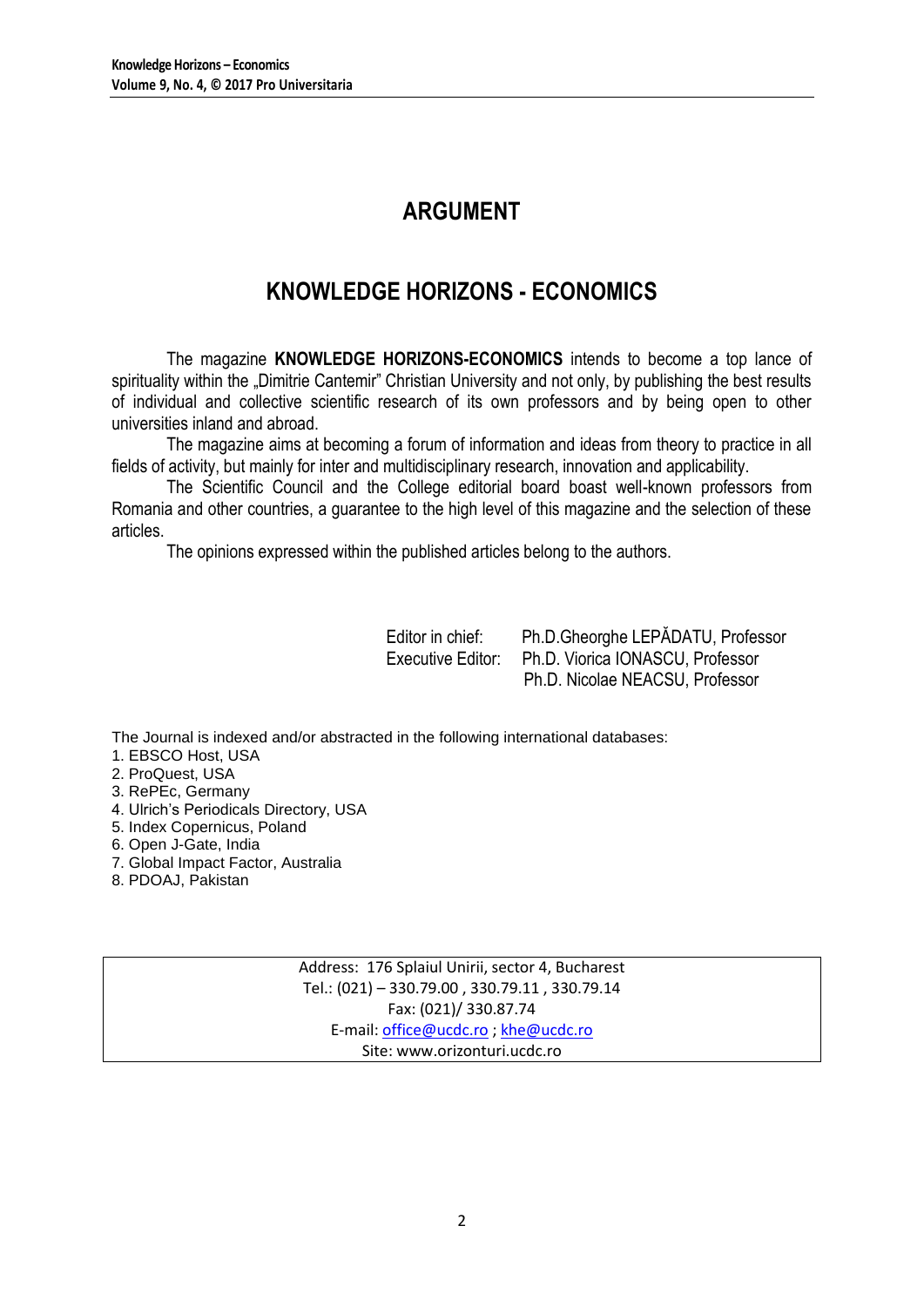# ARGUMENT

## KNOWLEDGE HORIZONS - ECONOMICS

The magazine **KNOWLEDGE HORIZONS-ECONOMICS** intends to become a top lance of spirituality within the „Dimitrie Cantemir" Christian University and not only, by publishing the best results of individual and collective scientific research of its own professors and by being open to other universities inland and abroad.

The magazine aims at becoming a forum of information and ideas from theory to practice in all fields of activity, but mainly for inter and multidisciplinary research, innovation and applicability.

The Scientific Council and the College editorial board boast well-known professors from Romania and other countries, a guarantee to the high level of this magazine and the selection of these articles.

The opinions expressed within the published articles belong to the authors.

Editor in chief: Ph.D.Gheorghe LEPĂDATU, Professor
Executive Editor: Ph.D. Viorica IONASCU, Professor
Ph.D. Nicolae NEACSU, Professor

The Journal is indexed and/or abstracted in the following international databases:

1. EBSCO Host, USA
2. ProQuest, USA
3. RePEc, Germany
4. Ulrich's Periodicals Directory, USA
5. Index Copernicus, Poland
6. Open J-Gate, India
7. Global Impact Factor, Australia
8. PDOAJ, Pakistan

Address: 176 Splaiul Unirii, sector 4, Bucharest
Tel.: (021) – 330.79.00 , 330.79.11 , 330.79.14
Fax: (021)/ 330.87.74
E-mail: office@ucdc.ro ; khe@ucdc.ro
Site: www.orizonturi.ucdc.ro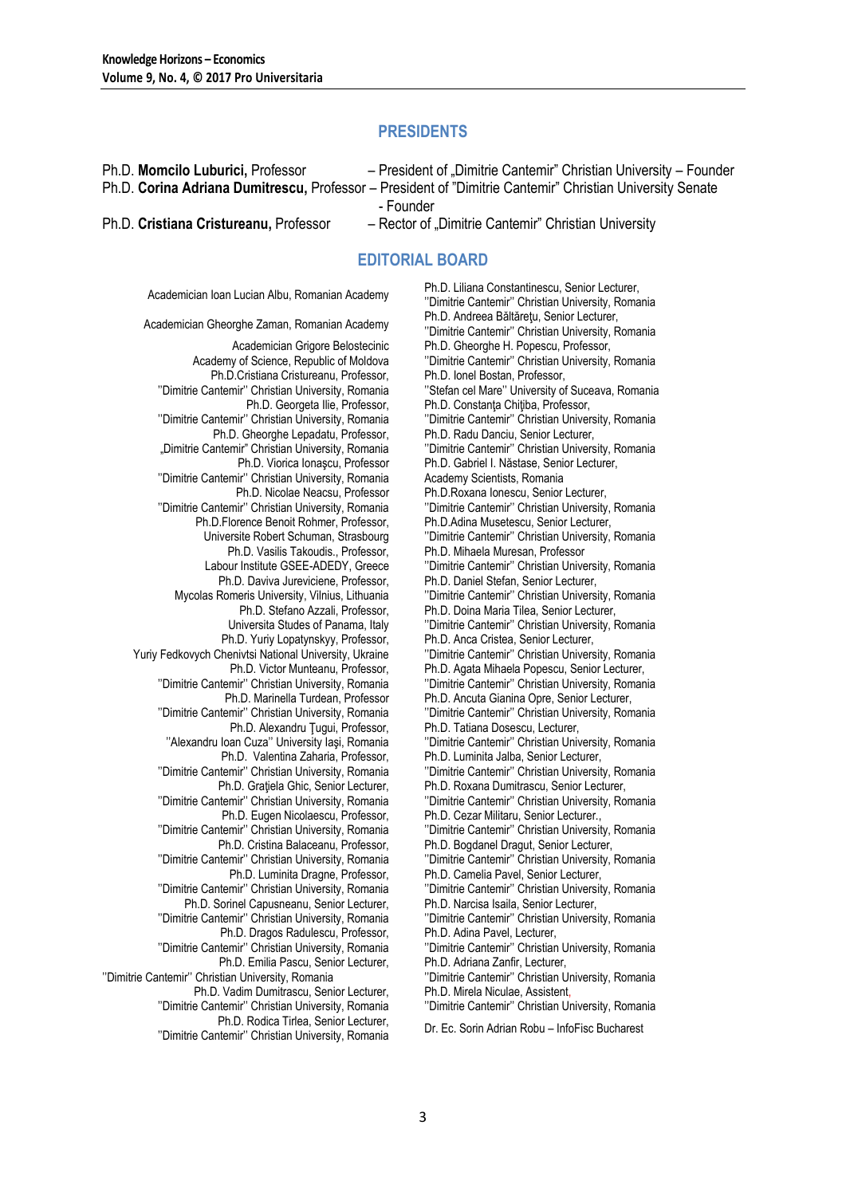## PRESIDENTS

Ph.D. **Momcilo Luburici,** Professor – President of „Dimitrie Cantemir" Christian University – Founder

Ph.D. **Corina Adriana Dumitrescu,** Professor – President of "Dimitrie Cantemir" Christian University Senate - Founder

Ph.D. **Cristiana Cristureanu,** Professor – Rector of „Dimitrie Cantemir" Christian University

## EDITORIAL BOARD

Academician Ioan Lucian Albu, Romanian Academy

Academician Gheorghe Zaman, Romanian Academy

Academician Grigore Belostecinic
Academy of Science, Republic of Moldova

Ph.D.Cristiana Cristureanu, Professor,
''Dimitrie Cantemir'' Christian University, Romania

Ph.D. Georgeta Ilie, Professor,
''Dimitrie Cantemir'' Christian University, Romania

Ph.D. Gheorghe Lepadatu, Professor,
„Dimitrie Cantemir" Christian University, Romania

Ph.D. Viorica Ionaşcu, Professor
''Dimitrie Cantemir'' Christian University, Romania

Ph.D. Nicolae Neacsu, Professor
''Dimitrie Cantemir'' Christian University, Romania

Ph.D.Florence Benoit Rohmer, Professor,
Universite Robert Schuman, Strasbourg

Ph.D. Vasilis Takoudis., Professor,
Labour Institute GSEE-ADEDY, Greece

Ph.D. Daviva Jureviciene, Professor,
Mycolas Romeris University, Vilnius, Lithuania

Ph.D. Stefano Azzali, Professor,
Universita Studes of Panama, Italy

Ph.D. Yuriy Lopatynskyy, Professor,
Yuriy Fedkovych Chenivtsi National University, Ukraine

Ph.D. Victor Munteanu, Professor,
''Dimitrie Cantemir'' Christian University, Romania

Ph.D. Marinella Turdean, Professor
''Dimitrie Cantemir'' Christian University, Romania

Ph.D. Alexandru Ţugui, Professor,
''Alexandru Ioan Cuza'' University Iaşi, Romania

Ph.D. Valentina Zaharia, Professor,
''Dimitrie Cantemir'' Christian University, Romania

Ph.D. Graţiela Ghic, Senior Lecturer,
''Dimitrie Cantemir'' Christian University, Romania

Ph.D. Eugen Nicolaescu, Professor,
''Dimitrie Cantemir'' Christian University, Romania

Ph.D. Cristina Balaceanu, Professor,
''Dimitrie Cantemir'' Christian University, Romania

Ph.D. Luminita Dragne, Professor,
''Dimitrie Cantemir'' Christian University, Romania

Ph.D. Sorinel Capusneanu, Senior Lecturer,
''Dimitrie Cantemir'' Christian University, Romania

Ph.D. Dragos Radulescu, Professor,
''Dimitrie Cantemir'' Christian University, Romania

Ph.D. Emilia Pascu, Senior Lecturer,
''Dimitrie Cantemir'' Christian University, Romania

Ph.D. Vadim Dumitrascu, Senior Lecturer,
''Dimitrie Cantemir'' Christian University, Romania

Ph.D. Rodica Tirlea, Senior Lecturer,
''Dimitrie Cantemir'' Christian University, Romania

Ph.D. Liliana Constantinescu, Senior Lecturer,
''Dimitrie Cantemir'' Christian University, Romania

Ph.D. Andreea Băltăreţu, Senior Lecturer,
''Dimitrie Cantemir'' Christian University, Romania

Ph.D. Gheorghe H. Popescu, Professor,
''Dimitrie Cantemir'' Christian University, Romania

Ph.D. Ionel Bostan, Professor,
''Stefan cel Mare'' University of Suceava, Romania

Ph.D. Constanţa Chiţiba, Professor,
''Dimitrie Cantemir'' Christian University, Romania

Ph.D. Radu Danciu, Senior Lecturer,
''Dimitrie Cantemir'' Christian University, Romania

Ph.D. Gabriel I. Năstase, Senior Lecturer,
Academy Scientists, Romania

Ph.D.Roxana Ionescu, Senior Lecturer,
''Dimitrie Cantemir'' Christian University, Romania

Ph.D.Adina Musetescu, Senior Lecturer,
''Dimitrie Cantemir'' Christian University, Romania

Ph.D. Mihaela Muresan, Professor
''Dimitrie Cantemir'' Christian University, Romania

Ph.D. Daniel Stefan, Senior Lecturer,
''Dimitrie Cantemir'' Christian University, Romania

Ph.D. Doina Maria Tilea, Senior Lecturer,
''Dimitrie Cantemir'' Christian University, Romania

Ph.D. Anca Cristea, Senior Lecturer,
''Dimitrie Cantemir'' Christian University, Romania

Ph.D. Agata Mihaela Popescu, Senior Lecturer,
''Dimitrie Cantemir'' Christian University, Romania

Ph.D. Ancuta Gianina Opre, Senior Lecturer,
''Dimitrie Cantemir'' Christian University, Romania

Ph.D. Tatiana Dosescu, Lecturer,
''Dimitrie Cantemir'' Christian University, Romania

Ph.D. Luminita Jalba, Senior Lecturer,
''Dimitrie Cantemir'' Christian University, Romania

Ph.D. Roxana Dumitrascu, Senior Lecturer,
''Dimitrie Cantemir'' Christian University, Romania

Ph.D. Cezar Militaru, Senior Lecturer.,
''Dimitrie Cantemir'' Christian University, Romania

Ph.D. Bogdanel Dragut, Senior Lecturer,
''Dimitrie Cantemir'' Christian University, Romania

Ph.D. Camelia Pavel, Senior Lecturer,
''Dimitrie Cantemir'' Christian University, Romania

Ph.D. Narcisa Isaila, Senior Lecturer,
''Dimitrie Cantemir'' Christian University, Romania

Ph.D. Adina Pavel, Lecturer,
''Dimitrie Cantemir'' Christian University, Romania

Ph.D. Adriana Zanfir, Lecturer,
''Dimitrie Cantemir'' Christian University, Romania

Ph.D. Mirela Niculae, Assistent,
''Dimitrie Cantemir'' Christian University, Romania

Dr. Ec. Sorin Adrian Robu – InfoFisc Bucharest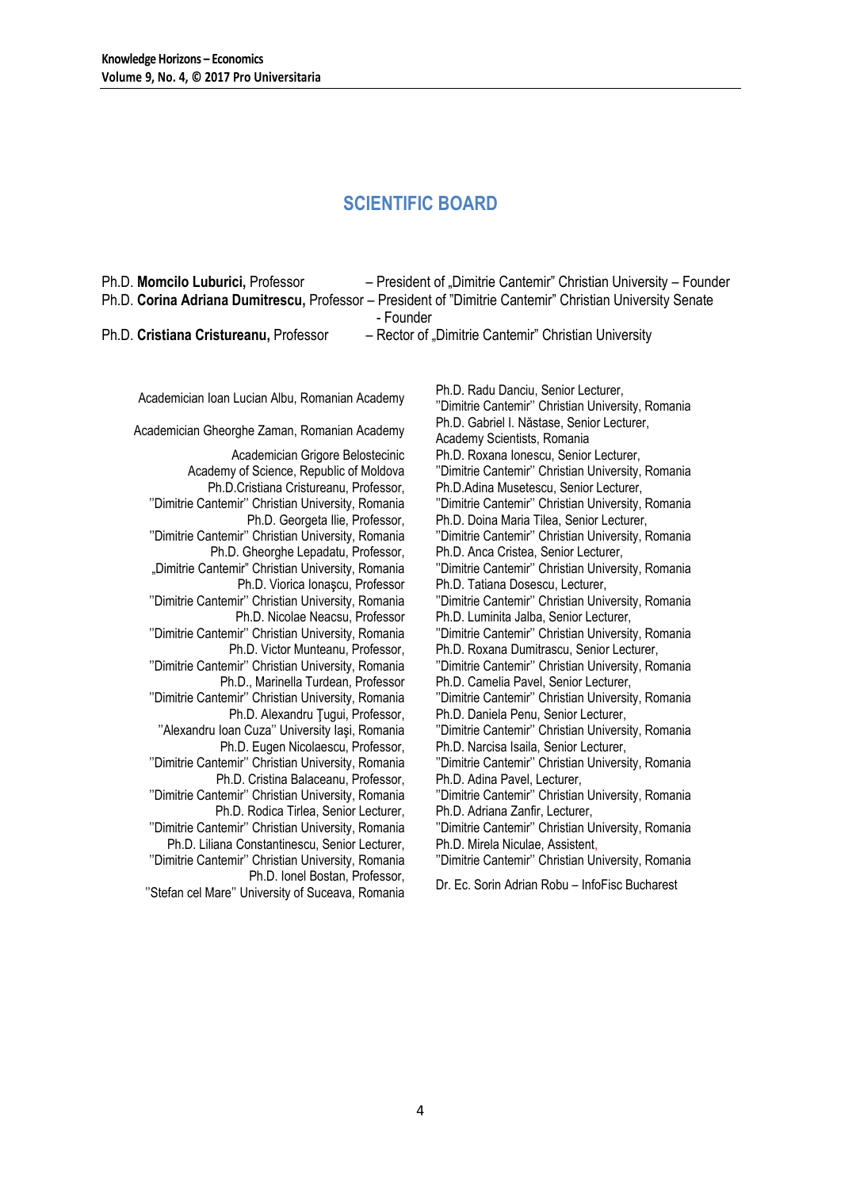## SCIENTIFIC BOARD

Ph.D. **Momcilo Luburici,** Professor – President of „Dimitrie Cantemir" Christian University – Founder
Ph.D. **Corina Adriana Dumitrescu,** Professor – President of "Dimitrie Cantemir" Christian University Senate - Founder
Ph.D. **Cristiana Cristureanu,** Professor – Rector of „Dimitrie Cantemir" Christian University

Academician Ioan Lucian Albu, Romanian Academy

Academician Gheorghe Zaman, Romanian Academy

Academician Grigore Belostecinic
Academy of Science, Republic of Moldova

Ph.D.Cristiana Cristureanu, Professor,
"Dimitrie Cantemir" Christian University, Romania

Ph.D. Georgeta Ilie, Professor,
"Dimitrie Cantemir" Christian University, Romania

Ph.D. Gheorghe Lepadatu, Professor,
„Dimitrie Cantemir" Christian University, Romania

Ph.D. Viorica Ionaşcu, Professor
"Dimitrie Cantemir" Christian University, Romania

Ph.D. Nicolae Neacsu, Professor
"Dimitrie Cantemir" Christian University, Romania

Ph.D. Victor Munteanu, Professor,
"Dimitrie Cantemir" Christian University, Romania

Ph.D., Marinella Turdean, Professor
"Dimitrie Cantemir" Christian University, Romania

Ph.D. Alexandru Ţugui, Professor,
"Alexandru Ioan Cuza" University Iaşi, Romania

Ph.D. Eugen Nicolaescu, Professor,
"Dimitrie Cantemir" Christian University, Romania

Ph.D. Cristina Balaceanu, Professor,
"Dimitrie Cantemir" Christian University, Romania

Ph.D. Rodica Tirlea, Senior Lecturer,
"Dimitrie Cantemir" Christian University, Romania

Ph.D. Liliana Constantinescu, Senior Lecturer,
"Dimitrie Cantemir" Christian University, Romania

Ph.D. Ionel Bostan, Professor,
"Stefan cel Mare" University of Suceava, Romania

Ph.D. Radu Danciu, Senior Lecturer,
"Dimitrie Cantemir" Christian University, Romania

Ph.D. Gabriel I. Năstase, Senior Lecturer,
Academy Scientists, Romania

Ph.D. Roxana Ionescu, Senior Lecturer,
"Dimitrie Cantemir" Christian University, Romania

Ph.D.Adina Musetescu, Senior Lecturer,
"Dimitrie Cantemir" Christian University, Romania

Ph.D. Doina Maria Tilea, Senior Lecturer,
"Dimitrie Cantemir" Christian University, Romania

Ph.D. Anca Cristea, Senior Lecturer,
"Dimitrie Cantemir" Christian University, Romania

Ph.D. Tatiana Dosescu, Lecturer,
"Dimitrie Cantemir" Christian University, Romania

Ph.D. Luminita Jalba, Senior Lecturer,
"Dimitrie Cantemir" Christian University, Romania

Ph.D. Roxana Dumitrascu, Senior Lecturer,
"Dimitrie Cantemir" Christian University, Romania

Ph.D. Camelia Pavel, Senior Lecturer,
"Dimitrie Cantemir" Christian University, Romania

Ph.D. Daniela Penu, Senior Lecturer,
"Dimitrie Cantemir" Christian University, Romania

Ph.D. Narcisa Isaila, Senior Lecturer,
"Dimitrie Cantemir" Christian University, Romania

Ph.D. Adina Pavel, Lecturer,
"Dimitrie Cantemir" Christian University, Romania

Ph.D. Adriana Zanfir, Lecturer,
"Dimitrie Cantemir" Christian University, Romania

Ph.D. Mirela Niculae, Assistent,
"Dimitrie Cantemir" Christian University, Romania

Dr. Ec. Sorin Adrian Robu – InfoFisc Bucharest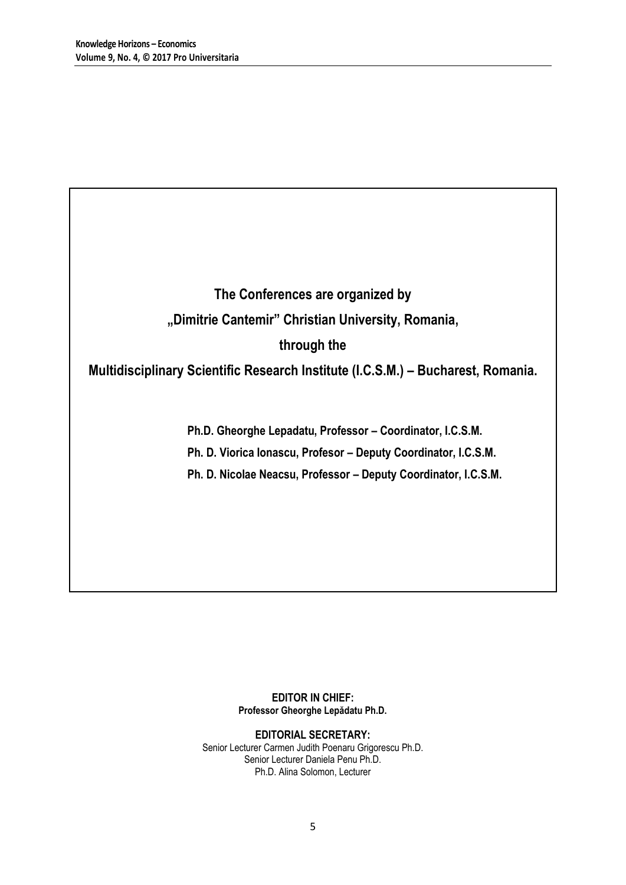**The Conferences are organized by**

**„Dimitrie Cantemir" Christian University, Romania,**

**through the**

**Multidisciplinary Scientific Research Institute (I.C.S.M.) – Bucharest, Romania.**

**Ph.D. Gheorghe Lepadatu, Professor – Coordinator, I.C.S.M.**

**Ph. D. Viorica Ionascu, Profesor – Deputy Coordinator, I.C.S.M.**

**Ph. D. Nicolae Neacsu, Professor – Deputy Coordinator, I.C.S.M.**

**EDITOR IN CHIEF:**
**Professor Gheorghe Lepădatu Ph.D.**

**EDITORIAL SECRETARY:**
Senior Lecturer Carmen Judith Poenaru Grigorescu Ph.D.
Senior Lecturer Daniela Penu Ph.D.
Ph.D. Alina Solomon, Lecturer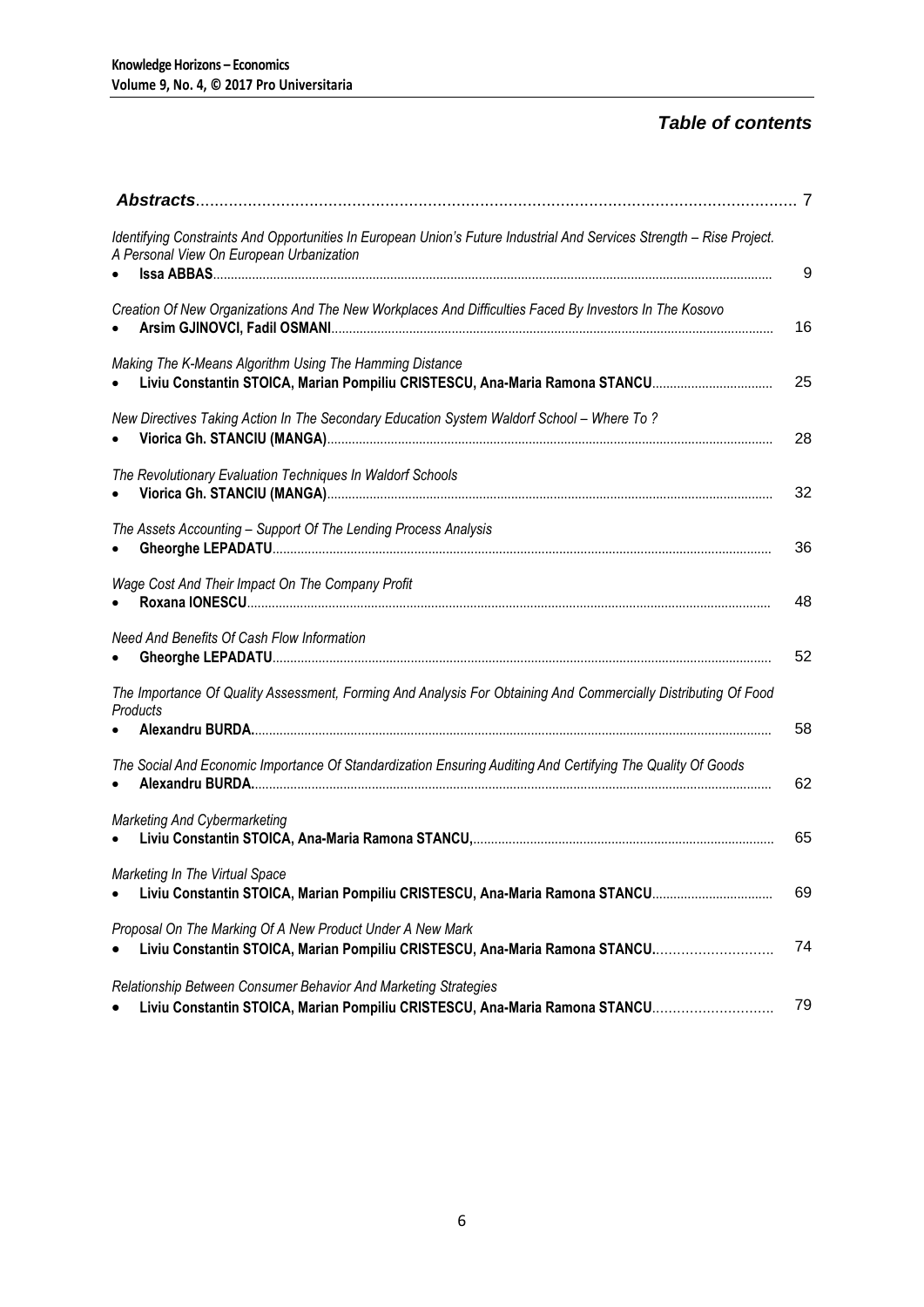## *Table of contents*

| | |
|---|---|
| ***Abstracts*** | 7 |
| *Identifying Constraints And Opportunities In European Union's Future Industrial And Services Strength – Rise Project. A Personal View On European Urbanization*<br>• **Issa ABBAS** | 9 |
| *Creation Of New Organizations And The New Workplaces And Difficulties Faced By Investors In The Kosovo*<br>• **Arsim GJINOVCI, Fadil OSMANI** | 16 |
| *Making The K-Means Algorithm Using The Hamming Distance*<br>• **Liviu Constantin STOICA, Marian Pompiliu CRISTESCU, Ana-Maria Ramona STANCU** | 25 |
| *New Directives Taking Action In The Secondary Education System Waldorf School – Where To ?*<br>• **Viorica Gh. STANCIU (MANGA)** | 28 |
| *The Revolutionary Evaluation Techniques In Waldorf Schools*<br>• **Viorica Gh. STANCIU (MANGA)** | 32 |
| *The Assets Accounting – Support Of The Lending Process Analysis*<br>• **Gheorghe LEPADATU** | 36 |
| *Wage Cost And Their Impact On The Company Profit*<br>• **Roxana IONESCU** | 48 |
| *Need And Benefits Of Cash Flow Information*<br>• **Gheorghe LEPADATU** | 52 |
| *The Importance Of Quality Assessment, Forming And Analysis For Obtaining And Commercially Distributing Of Food Products*<br>• **Alexandru BURDA.** | 58 |
| *The Social And Economic Importance Of Standardization Ensuring Auditing And Certifying The Quality Of Goods*<br>• **Alexandru BURDA.** | 62 |
| *Marketing And Cybermarketing*<br>• **Liviu Constantin STOICA, Ana-Maria Ramona STANCU,** | 65 |
| *Marketing In The Virtual Space*<br>• **Liviu Constantin STOICA, Marian Pompiliu CRISTESCU, Ana-Maria Ramona STANCU** | 69 |
| *Proposal On The Marking Of A New Product Under A New Mark*<br>• **Liviu Constantin STOICA, Marian Pompiliu CRISTESCU, Ana-Maria Ramona STANCU.** | 74 |
| *Relationship Between Consumer Behavior And Marketing Strategies*<br>• **Liviu Constantin STOICA, Marian Pompiliu CRISTESCU, Ana-Maria Ramona STANCU** | 79 |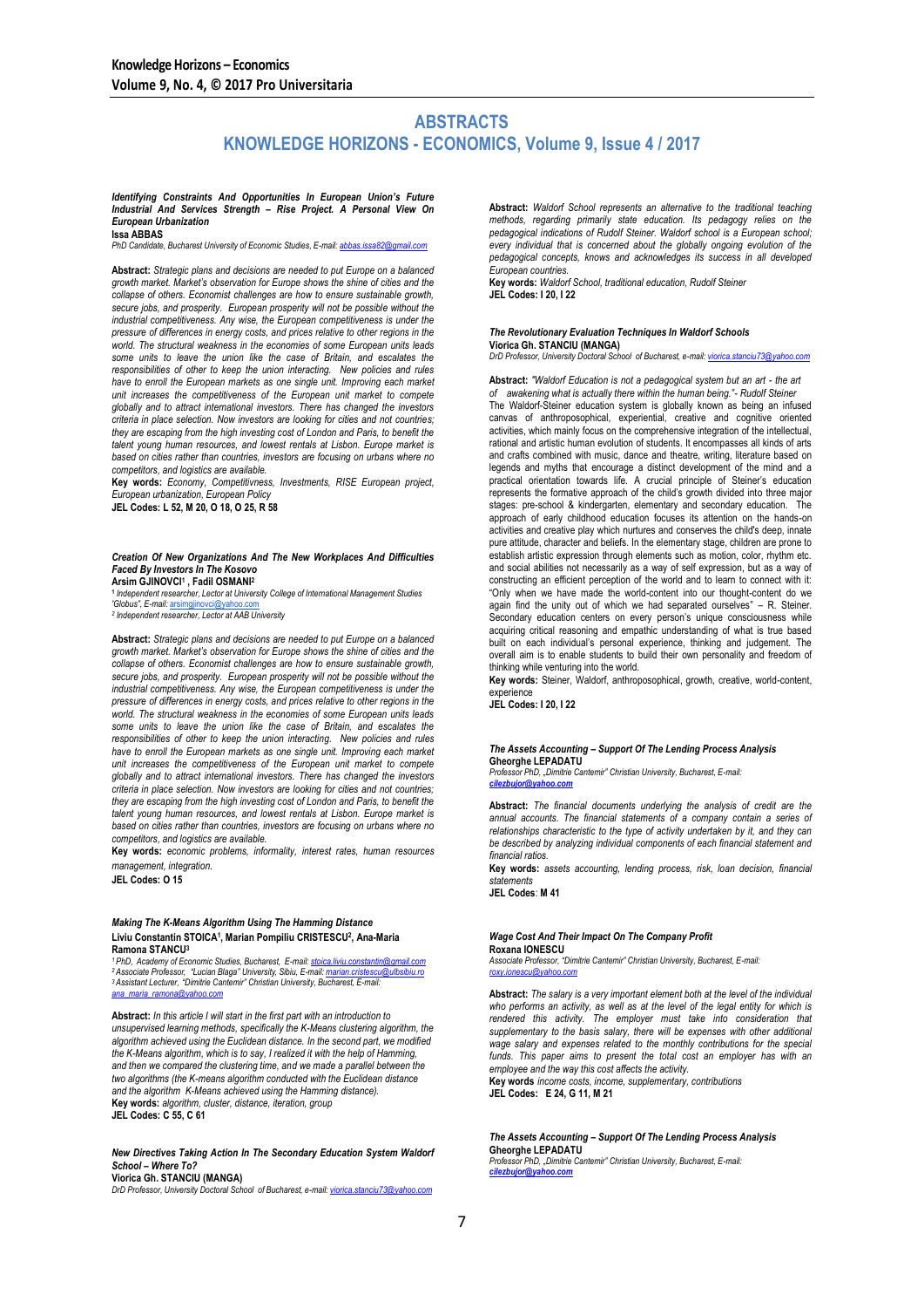# ABSTRACTS
## KNOWLEDGE HORIZONS - ECONOMICS, Volume 9, Issue 4 / 2017

***Identifying Constraints And Opportunities In European Union's Future Industrial And Services Strength – Rise Project. A Personal View On European Urbanization***
**Issa ABBAS**
*PhD Candidate, Bucharest University of Economic Studies, E-mail: abbas.issa82@gmail.com*

**Abstract:** *Strategic plans and decisions are needed to put Europe on a balanced growth market. Market's observation for Europe shows the shine of cities and the collapse of others. Economist challenges are how to ensure sustainable growth, secure jobs, and prosperity. European prosperity will not be possible without the industrial competitiveness. Any wise, the European competitiveness is under the pressure of differences in energy costs, and prices relative to other regions in the world. The structural weakness in the economies of some European units leads some units to leave the union like the case of Britain, and escalates the responsibilities of other to keep the union interacting. New policies and rules have to enroll the European markets as one single unit. Improving each market unit increases the competitiveness of the European unit market to compete globally and to attract international investors. There has changed the investors criteria in place selection. Now investors are looking for cities and not countries; they are escaping from the high investing cost of London and Paris, to benefit the talent young human resources, and lowest rentals at Lisbon. Europe market is based on cities rather than countries, investors are focusing on urbans where no competitors, and logistics are available.*
**Key words:** *Economy, Competitivness, Investments, RISE European project, European urbanization, European Policy*
**JEL Codes: L 52, M 20, O 18, O 25, R 58**

***Creation Of New Organizations And The New Workplaces And Difficulties Faced By Investors In The Kosovo***
**Arsim GJINOVCI[1] , Fadil OSMANI[2]**
[1] *Independent researcher, Lector at University College of International Management Studies "Globus", E-mail: arsimgjinovci@yahoo.com*
[2] *Independent researcher, Lector at AAB University*

**Abstract:** *Strategic plans and decisions are needed to put Europe on a balanced growth market. Market's observation for Europe shows the shine of cities and the collapse of others. Economist challenges are how to ensure sustainable growth, secure jobs, and prosperity. European prosperity will not be possible without the industrial competitiveness. Any wise, the European competitiveness is under the pressure of differences in energy costs, and prices relative to other regions in the world. The structural weakness in the economies of some European units leads some units to leave the union like the case of Britain, and escalates the responsibilities of other to keep the union interacting. New policies and rules have to enroll the European markets as one single unit. Improving each market unit increases the competitiveness of the European unit market to compete globally and to attract international investors. There has changed the investors criteria in place selection. Now investors are looking for cities and not countries; they are escaping from the high investing cost of London and Paris, to benefit the talent young human resources, and lowest rentals at Lisbon. Europe market is based on cities rather than countries, investors are focusing on urbans where no competitors, and logistics are available.*
**Key words:** *economic problems, informality, interest rates, human resources management, integration.*
**JEL Codes: O 15**

***Making The K-Means Algorithm Using The Hamming Distance***
**Liviu Constantin STOICA[1], Marian Pompiliu CRISTESCU[2], Ana-Maria Ramona STANCU[3]**
[1] *PhD, Academy of Economic Studies, Bucharest, E-mail: stoica.liviu.constantin@gmail.com*
[2] *Associate Professor, "Lucian Blaga" University, Sibiu, E-mail: marian.cristescu@ulbsibiu.ro*
[3] *Assistant Lecturer, "Dimitrie Cantemir" Christian University, Bucharest, E-mail: ana_maria_ramona@yahoo.com*

**Abstract:** *In this article I will start in the first part with an introduction to unsupervised learning methods, specifically the K-Means clustering algorithm, the algorithm achieved using the Euclidean distance. In the second part, we modified the K-Means algorithm, which is to say, I realized it with the help of Hamming, and then we compared the clustering time, and we made a parallel between the two algorithms (the K-means algorithm conducted with the Euclidean distance and the algorithm K-Means achieved using the Hamming distance).*
**Key words:** *algorithm, cluster, distance, iteration, group*
**JEL Codes: C 55, C 61**

***New Directives Taking Action In The Secondary Education System Waldorf School – Where To?***
**Viorica Gh. STANCIU (MANGA)**
*DrD Professor, University Doctoral School of Bucharest, e-mail: viorica.stanciu73@yahoo.com*

**Abstract:** *Waldorf School represents an alternative to the traditional teaching methods, regarding primarily state education. Its pedagogy relies on the pedagogical indications of Rudolf Steiner. Waldorf school is a European school; every individual that is concerned about the globally ongoing evolution of the pedagogical concepts, knows and acknowledges its success in all developed European countries.*
**Key words:** *Waldorf School, traditional education, Rudolf Steiner*
**JEL Codes: I 20, I 22**

***The Revolutionary Evaluation Techniques In Waldorf Schools***
**Viorica Gh. STANCIU (MANGA)**
*DrD Professor, University Doctoral School of Bucharest, e-mail: viorica.stanciu73@yahoo.com*

**Abstract:** *"Waldorf Education is not a pedagogical system but an art - the art of awakening what is actually there within the human being."- Rudolf Steiner*
The Waldorf-Steiner education system is globally known as being an infused canvas of anthroposophical, experiential, creative and cognitive oriented activities, which mainly focus on the comprehensive integration of the intellectual, rational and artistic human evolution of students. It encompasses all kinds of arts and crafts combined with music, dance and theatre, writing, literature based on legends and myths that encourage a distinct development of the mind and a practical orientation towards life. A crucial principle of Steiner's education represents the formative approach of the child's growth divided into three major stages: pre-school & kindergarten, elementary and secondary education. The approach of early childhood education focuses its attention on the hands-on activities and creative play which nurtures and conserves the child's deep, innate pure attitude, character and beliefs. In the elementary stage, children are prone to establish artistic expression through elements such as motion, color, rhythm etc. and social abilities not necessarily as a way of self expression, but as a way of constructing an efficient perception of the world and to learn to connect with it: "Only when we have made the world-content into our thought-content do we again find the unity out of which we had separated ourselves" – R. Steiner. Secondary education centers on every person's unique consciousness while acquiring critical reasoning and empathic understanding of what is true based built on each individual's personal experience, thinking and judgement. The overall aim is to enable students to build their own personality and freedom of thinking while venturing into the world.
**Key words:** Steiner, Waldorf, anthroposophical, growth, creative, world-content, experience
**JEL Codes: I 20, I 22**

***The Assets Accounting – Support Of The Lending Process Analysis***
**Gheorghe LEPADATU**
*Professor PhD, „Dimitrie Cantemir" Christian University, Bucharest, E-mail: cilezbujor@yahoo.com*

**Abstract:** *The financial documents underlying the analysis of credit are the annual accounts. The financial statements of a company contain a series of relationships characteristic to the type of activity undertaken by it, and they can be described by analyzing individual components of each financial statement and financial ratios.*
**Key words:** *assets accounting, lending process, risk, loan decision, financial statements*
**JEL Codes**: **M 41**

***Wage Cost And Their Impact On The Company Profit***
**Roxana IONESCU**
*Associate Professor, "Dimitrie Cantemir" Christian University, Bucharest, E-mail: roxy.ionescu@yahoo.com*

**Abstract:** *The salary is a very important element both at the level of the individual who performs an activity, as well as at the level of the legal entity for which is rendered this activity. The employer must take into consideration that supplementary to the basis salary, there will be expenses with other additional wage salary and expenses related to the monthly contributions for the special funds. This paper aims to present the total cost an employer has with an employee and the way this cost affects the activity.*
**Key words** *income costs, income, supplementary, contributions*
**JEL Codes: E 24, G 11, M 21**

***The Assets Accounting – Support Of The Lending Process Analysis***
**Gheorghe LEPADATU**
*Professor PhD, „Dimitrie Cantemir" Christian University, Bucharest, E-mail: cilezbujor@yahoo.com*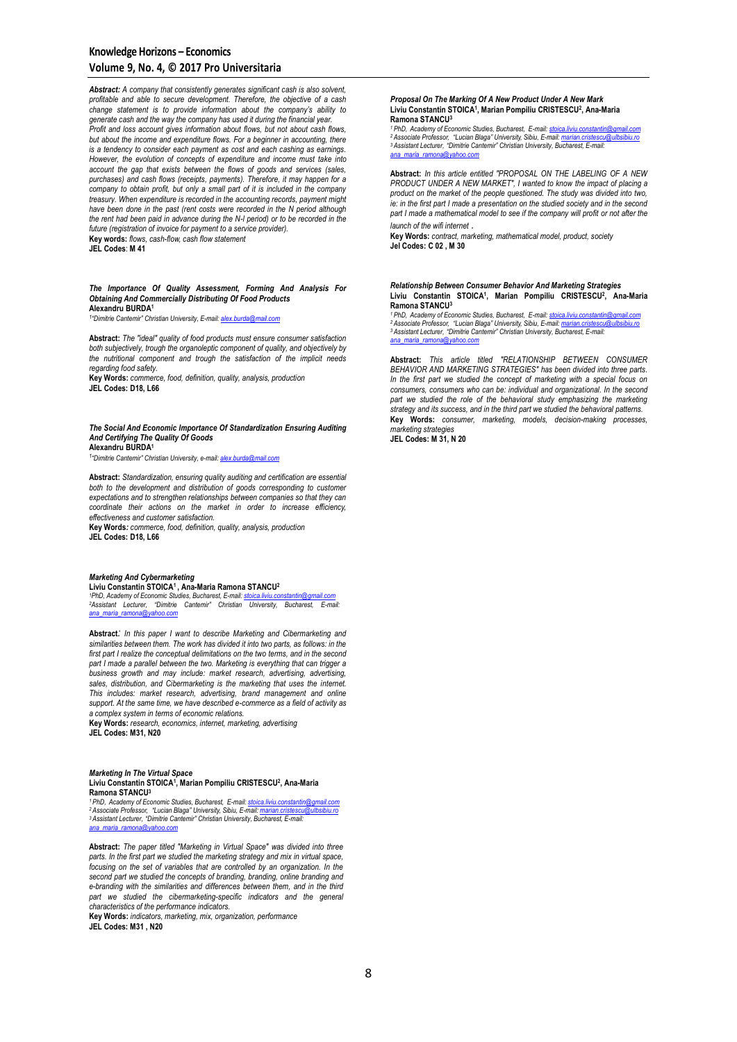**Abstract:** *A company that consistently generates significant cash is also solvent, profitable and able to secure development. Therefore, the objective of a cash change statement is to provide information about the company's ability to generate cash and the way the company has used it during the financial year.*
*Profit and loss account gives information about flows, but not about cash flows, but about the income and expenditure flows. For a beginner in accounting, there is a tendency to consider each payment as cost and each cashing as earnings. However, the evolution of concepts of expenditure and income must take into account the gap that exists between the flows of goods and services (sales, purchases) and cash flows (receipts, payments). Therefore, it may happen for a company to obtain profit, but only a small part of it is included in the company treasury. When expenditure is recorded in the accounting records, payment might have been done in the past (rent costs were recorded in the N period although the rent had been paid in advance during the N-I period) or to be recorded in the future (registration of invoice for payment to a service provider).*
**Key words:** *flows, cash-flow, cash flow statement*
**JEL Codes**: **M 41**

***The Importance Of Quality Assessment, Forming And Analysis For Obtaining And Commercially Distributing Of Food Products***
**Alexandru BURDA[1]**
*[1]"Dimitrie Cantemir" Christian University, E-mail: alex.burda@mail.com*

**Abstract:** *The "ideal" quality of food products must ensure consumer satisfaction both subjectively, trough the organoleptic component of quality, and objectively by the nutritional component and trough the satisfaction of the implicit needs regarding food safety.*
**Key Words:** *commerce, food, definition, quality, analysis, production*
**JEL Codes: D18, L66**

***The Social And Economic Importance Of Standardization Ensuring Auditing And Certifying The Quality Of Goods***
**Alexandru BURDA[1]**
*[1]"Dimitrie Cantemir" Christian University, e-mail: alex.burda@mail.com*

**Abstract:** *Standardization, ensuring quality auditing and certification are essential both to the development and distribution of goods corresponding to customer expectations and to strengthen relationships between companies so that they can coordinate their actions on the market in order to increase efficiency, effectiveness and customer satisfaction.*
**Key Words***: commerce, food, definition, quality, analysis, production*
**JEL Codes: D18, L66**

***Marketing And Cybermarketing***
**Liviu Constantin STOICA[1], Ana-Maria Ramona STANCU[2]**
*[1]PhD, Academy of Economic Studies, Bucharest, E-mail: stoica.liviu.constantin@gmail.com*
*[2]Assistant Lecturer, "Dimitrie Cantemir" Christian University, Bucharest, E-mail: ana_maria_ramona@yahoo.com*

**Abstract**: *In this paper I want to describe Marketing and Cibermarketing and similarities between them. The work has divided it into two parts, as follows: in the first part I realize the conceptual delimitations on the two terms, and in the second part I made a parallel between the two. Marketing is everything that can trigger a business growth and may include: market research, advertising, advertising, sales, distribution, and Cibermarketing is the marketing that uses the internet. This includes: market research, advertising, brand management and online support. At the same time, we have described e-commerce as a field of activity as a complex system in terms of economic relations.*
**Key Words:** *research, economics, internet, marketing, advertising*
**JEL Codes: M31, N20**

***Marketing In The Virtual Space***
**Liviu Constantin STOICA[1], Marian Pompiliu CRISTESCU[2], Ana-Maria Ramona STANCU[3]**
*[1] PhD, Academy of Economic Studies, Bucharest, E-mail: stoica.liviu.constantin@gmail.com*
*[2] Associate Professor, "Lucian Blaga" University, Sibiu, E-mail: marian.cristescu@ulbsibiu.ro*
*[3] Assistant Lecturer, "Dimitrie Cantemir" Christian University, Bucharest, E-mail: ana_maria_ramona@yahoo.com*

**Abstract:** *The paper titled "Marketing in Virtual Space" was divided into three parts. In the first part we studied the marketing strategy and mix in virtual space, focusing on the set of variables that are controlled by an organization. In the second part we studied the concepts of branding, branding, online branding and e-branding with the similarities and differences between them, and in the third part we studied the cibermarketing-specific indicators and the general characteristics of the performance indicators.*
**Key Words:** *indicators, marketing, mix, organization, performance*
**JEL Codes: M31 , N20**

***Proposal On The Marking Of A New Product Under A New Mark***
**Liviu Constantin STOICA[1], Marian Pompiliu CRISTESCU[2], Ana-Maria Ramona STANCU[3]**
*[1] PhD, Academy of Economic Studies, Bucharest, E-mail: stoica.liviu.constantin@gmail.com*
*[2] Associate Professor, "Lucian Blaga" University, Sibiu, E-mail: marian.cristescu@ulbsibiu.ro*
*[3] Assistant Lecturer, "Dimitrie Cantemir" Christian University, Bucharest, E-mail: ana_maria_ramona@yahoo.com*

**Abstract:** *In this article entitled "PROPOSAL ON THE LABELING OF A NEW PRODUCT UNDER A NEW MARKET", I wanted to know the impact of placing a product on the market of the people questioned. The study was divided into two, ie: in the first part I made a presentation on the studied society and in the second part I made a mathematical model to see if the company will profit or not after the launch of the wifi internet .*
**Key Words:** *contract, marketing, mathematical model, product, society*
**Jel Codes: C 02 , M 30**

***Relationship Between Consumer Behavior And Marketing Strategies***
**Liviu Constantin STOICA[1], Marian Pompiliu CRISTESCU[2], Ana-Maria Ramona STANCU[3]**
*[1] PhD, Academy of Economic Studies, Bucharest, E-mail: stoica.liviu.constantin@gmail.com*
*[2] Associate Professor, "Lucian Blaga" University, Sibiu, E-mail: marian.cristescu@ulbsibiu.ro*
*[3] Assistant Lecturer, "Dimitrie Cantemir" Christian University, Bucharest, E-mail: ana_maria_ramona@yahoo.com*

**Abstract:** *This article titled "RELATIONSHIP BETWEEN CONSUMER BEHAVIOR AND MARKETING STRATEGIES" has been divided into three parts. In the first part we studied the concept of marketing with a special focus on consumers, consumers who can be: individual and organizational. In the second part we studied the role of the behavioral study emphasizing the marketing strategy and its success, and in the third part we studied the behavioral patterns.*
**Key Words:** *consumer, marketing, models, decision-making processes, marketing strategies*
**JEL Codes: M 31, N 20**